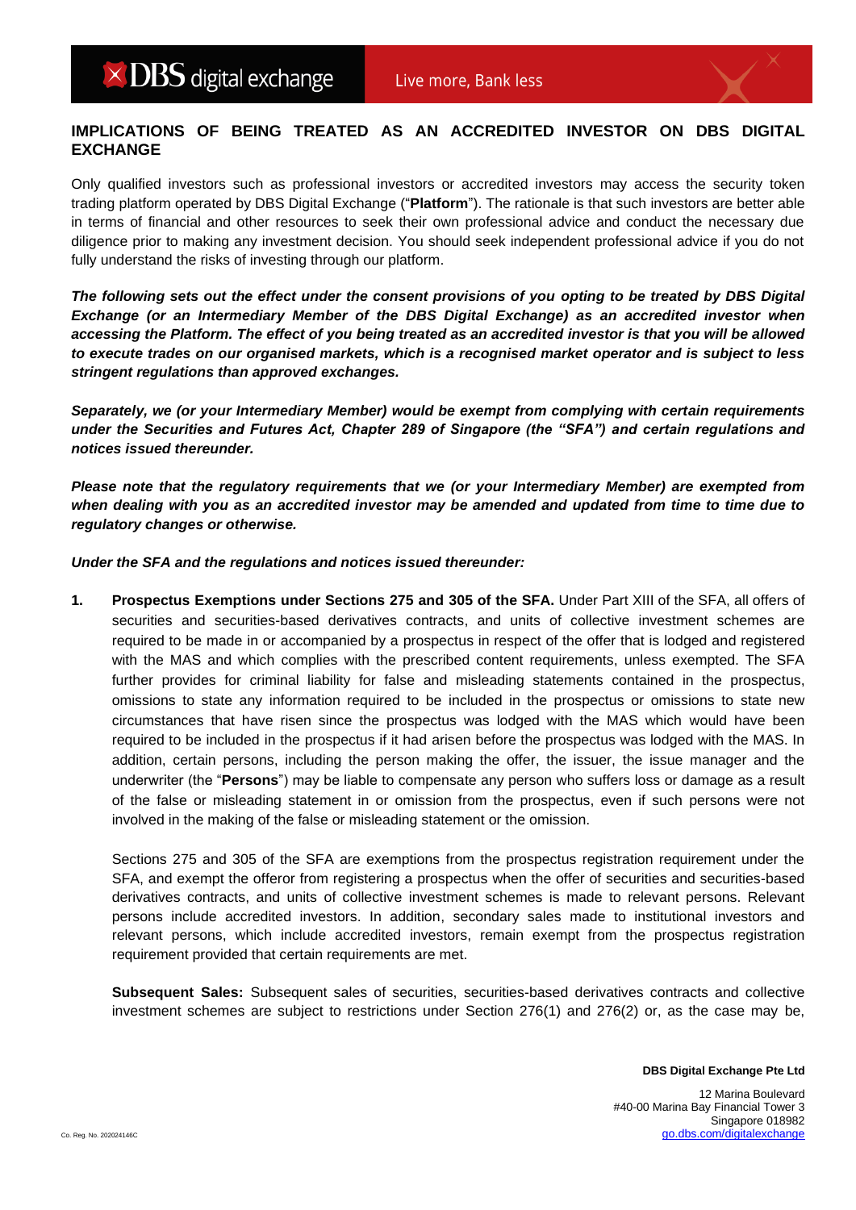# IMPLICATIONS OF BEING TREATED AS AN ACCREDITED INVESTOR ON DBS DIGITAL EXCHANGE

Only qualified investors such as professional investors or accredited investors may access the security token trading platform operated by DBS Digital Exchange ("**Platform**"). The rationale is that such investors are better able in terms of financial and other resources to seek their own professional advice and conduct the necessary due diligence prior to making any investment decision. You should seek independent professional advice if you do not fully understand the risks of investing through our platform.

***The following sets out the effect under the consent provisions of you opting to be treated by DBS Digital Exchange (or an Intermediary Member of the DBS Digital Exchange) as an accredited investor when accessing the Platform. The effect of you being treated as an accredited investor is that you will be allowed to execute trades on our organised markets, which is a recognised market operator and is subject to less stringent regulations than approved exchanges.***

***Separately, we (or your Intermediary Member) would be exempt from complying with certain requirements under the Securities and Futures Act, Chapter 289 of Singapore (the "SFA") and certain regulations and notices issued thereunder.***

***Please note that the regulatory requirements that we (or your Intermediary Member) are exempted from when dealing with you as an accredited investor may be amended and updated from time to time due to regulatory changes or otherwise.***

***Under the SFA and the regulations and notices issued thereunder:***

1. **Prospectus Exemptions under Sections 275 and 305 of the SFA.** Under Part XIII of the SFA, all offers of securities and securities-based derivatives contracts, and units of collective investment schemes are required to be made in or accompanied by a prospectus in respect of the offer that is lodged and registered with the MAS and which complies with the prescribed content requirements, unless exempted. The SFA further provides for criminal liability for false and misleading statements contained in the prospectus, omissions to state any information required to be included in the prospectus or omissions to state new circumstances that have risen since the prospectus was lodged with the MAS which would have been required to be included in the prospectus if it had arisen before the prospectus was lodged with the MAS. In addition, certain persons, including the person making the offer, the issuer, the issue manager and the underwriter (the "**Persons**") may be liable to compensate any person who suffers loss or damage as a result of the false or misleading statement in or omission from the prospectus, even if such persons were not involved in the making of the false or misleading statement or the omission.

   Sections 275 and 305 of the SFA are exemptions from the prospectus registration requirement under the SFA, and exempt the offeror from registering a prospectus when the offer of securities and securities-based derivatives contracts, and units of collective investment schemes is made to relevant persons. Relevant persons include accredited investors. In addition, secondary sales made to institutional investors and relevant persons, which include accredited investors, remain exempt from the prospectus registration requirement provided that certain requirements are met.

   **Subsequent Sales:** Subsequent sales of securities, securities-based derivatives contracts and collective investment schemes are subject to restrictions under Section 276(1) and 276(2) or, as the case may be,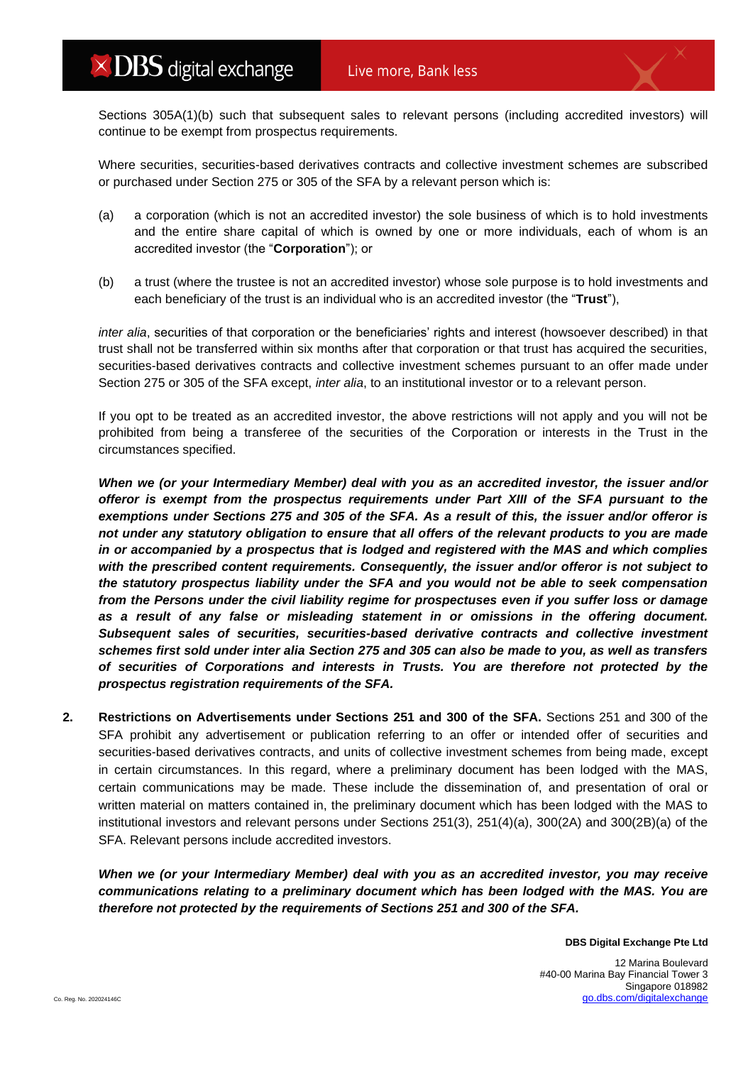Sections 305A(1)(b) such that subsequent sales to relevant persons (including accredited investors) will continue to be exempt from prospectus requirements.

Where securities, securities-based derivatives contracts and collective investment schemes are subscribed or purchased under Section 275 or 305 of the SFA by a relevant person which is:

(a) a corporation (which is not an accredited investor) the sole business of which is to hold investments and the entire share capital of which is owned by one or more individuals, each of whom is an accredited investor (the "**Corporation**"); or

(b) a trust (where the trustee is not an accredited investor) whose sole purpose is to hold investments and each beneficiary of the trust is an individual who is an accredited investor (the "**Trust**"),

*inter alia*, securities of that corporation or the beneficiaries' rights and interest (howsoever described) in that trust shall not be transferred within six months after that corporation or that trust has acquired the securities, securities-based derivatives contracts and collective investment schemes pursuant to an offer made under Section 275 or 305 of the SFA except, *inter alia*, to an institutional investor or to a relevant person.

If you opt to be treated as an accredited investor, the above restrictions will not apply and you will not be prohibited from being a transferee of the securities of the Corporation or interests in the Trust in the circumstances specified.

***When we (or your Intermediary Member) deal with you as an accredited investor, the issuer and/or offeror is exempt from the prospectus requirements under Part XIII of the SFA pursuant to the exemptions under Sections 275 and 305 of the SFA. As a result of this, the issuer and/or offeror is not under any statutory obligation to ensure that all offers of the relevant products to you are made in or accompanied by a prospectus that is lodged and registered with the MAS and which complies with the prescribed content requirements. Consequently, the issuer and/or offeror is not subject to the statutory prospectus liability under the SFA and you would not be able to seek compensation from the Persons under the civil liability regime for prospectuses even if you suffer loss or damage as a result of any false or misleading statement in or omissions in the offering document. Subsequent sales of securities, securities-based derivative contracts and collective investment schemes first sold under inter alia Section 275 and 305 can also be made to you, as well as transfers of securities of Corporations and interests in Trusts. You are therefore not protected by the prospectus registration requirements of the SFA.***

2. **Restrictions on Advertisements under Sections 251 and 300 of the SFA.** Sections 251 and 300 of the SFA prohibit any advertisement or publication referring to an offer or intended offer of securities and securities-based derivatives contracts, and units of collective investment schemes from being made, except in certain circumstances. In this regard, where a preliminary document has been lodged with the MAS, certain communications may be made. These include the dissemination of, and presentation of oral or written material on matters contained in, the preliminary document which has been lodged with the MAS to institutional investors and relevant persons under Sections 251(3), 251(4)(a), 300(2A) and 300(2B)(a) of the SFA. Relevant persons include accredited investors.

   ***When we (or your Intermediary Member) deal with you as an accredited investor, you may receive communications relating to a preliminary document which has been lodged with the MAS. You are therefore not protected by the requirements of Sections 251 and 300 of the SFA.***